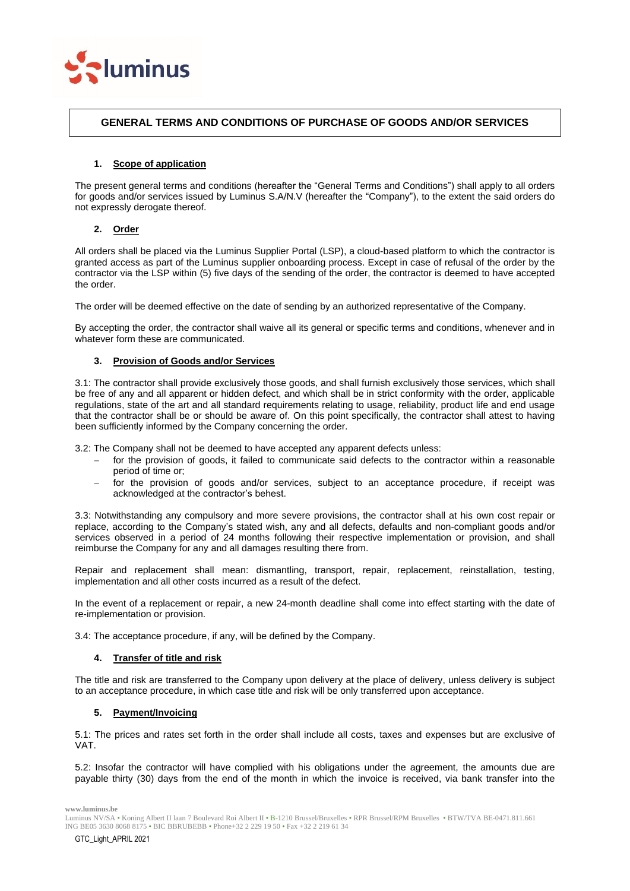# GENERAL TERMS AND CONDITIONS OF PURCHASE OF GOODS AND/OR SERVICES

## 1. Scope of application

The present general terms and conditions (hereafter the "General Terms and Conditions") shall apply to all orders for goods and/or services issued by Luminus S.A/N.V (hereafter the "Company"), to the extent the said orders do not expressly derogate thereof.

## 2. Order

All orders shall be placed via the Luminus Supplier Portal (LSP), a cloud-based platform to which the contractor is granted access as part of the Luminus supplier onboarding process. Except in case of refusal of the order by the contractor via the LSP within (5) five days of the sending of the order, the contractor is deemed to have accepted the order.

The order will be deemed effective on the date of sending by an authorized representative of the Company.

By accepting the order, the contractor shall waive all its general or specific terms and conditions, whenever and in whatever form these are communicated.

## 3. Provision of Goods and/or Services

3.1: The contractor shall provide exclusively those goods, and shall furnish exclusively those services, which shall be free of any and all apparent or hidden defect, and which shall be in strict conformity with the order, applicable regulations, state of the art and all standard requirements relating to usage, reliability, product life and end usage that the contractor shall be or should be aware of. On this point specifically, the contractor shall attest to having been sufficiently informed by the Company concerning the order.

3.2: The Company shall not be deemed to have accepted any apparent defects unless:

- for the provision of goods, it failed to communicate said defects to the contractor within a reasonable period of time or;
- for the provision of goods and/or services, subject to an acceptance procedure, if receipt was acknowledged at the contractor's behest.

3.3: Notwithstanding any compulsory and more severe provisions, the contractor shall at his own cost repair or replace, according to the Company's stated wish, any and all defects, defaults and non-compliant goods and/or services observed in a period of 24 months following their respective implementation or provision, and shall reimburse the Company for any and all damages resulting there from.

Repair and replacement shall mean: dismantling, transport, repair, replacement, reinstallation, testing, implementation and all other costs incurred as a result of the defect.

In the event of a replacement or repair, a new 24-month deadline shall come into effect starting with the date of re-implementation or provision.

3.4: The acceptance procedure, if any, will be defined by the Company.

## 4. Transfer of title and risk

The title and risk are transferred to the Company upon delivery at the place of delivery, unless delivery is subject to an acceptance procedure, in which case title and risk will be only transferred upon acceptance.

## 5. Payment/Invoicing

5.1: The prices and rates set forth in the order shall include all costs, taxes and expenses but are exclusive of VAT.

5.2: Insofar the contractor will have complied with his obligations under the agreement, the amounts due are payable thirty (30) days from the end of the month in which the invoice is received, via bank transfer into the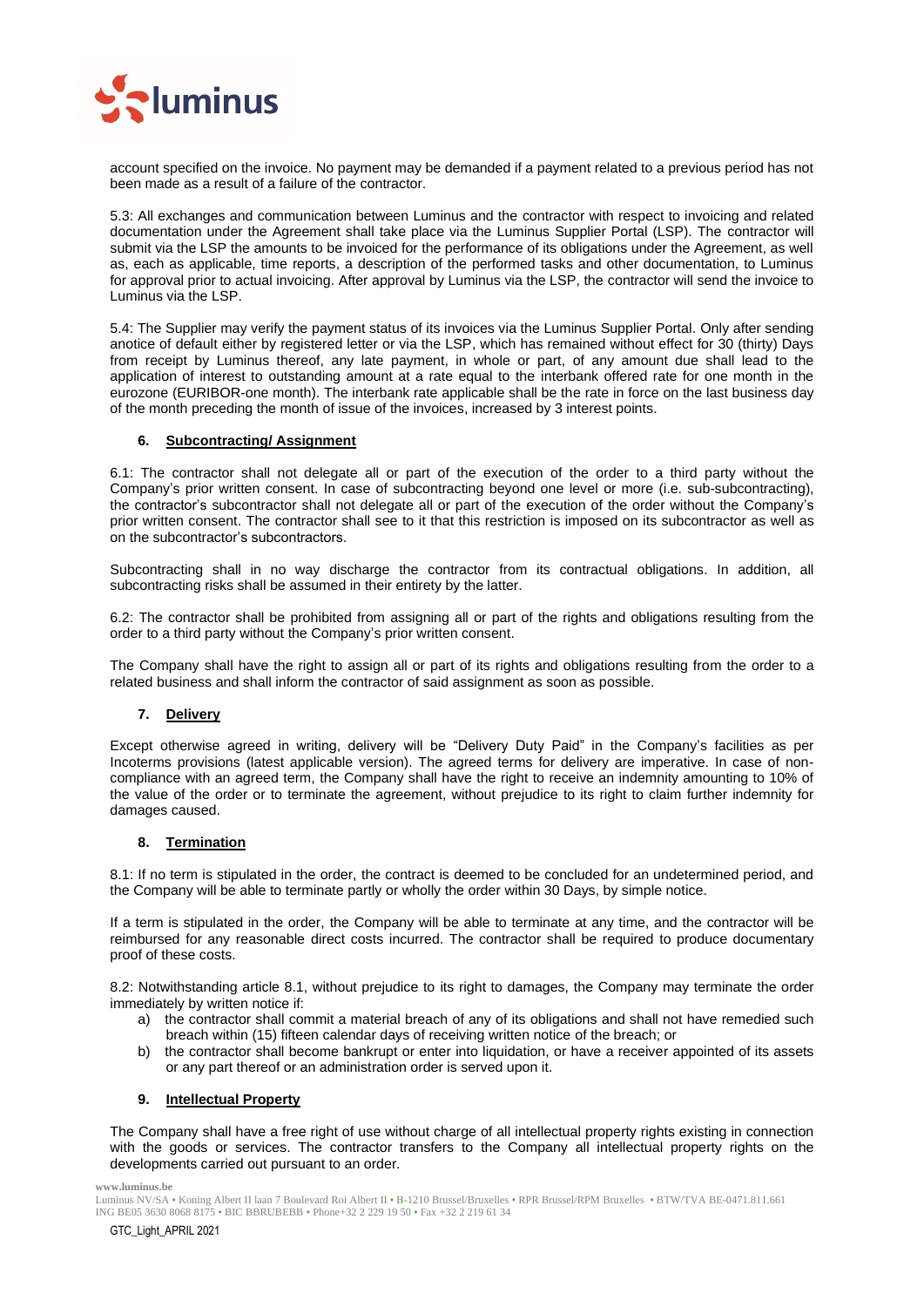account specified on the invoice. No payment may be demanded if a payment related to a previous period has not been made as a result of a failure of the contractor.

5.3: All exchanges and communication between Luminus and the contractor with respect to invoicing and related documentation under the Agreement shall take place via the Luminus Supplier Portal (LSP). The contractor will submit via the LSP the amounts to be invoiced for the performance of its obligations under the Agreement, as well as, each as applicable, time reports, a description of the performed tasks and other documentation, to Luminus for approval prior to actual invoicing. After approval by Luminus via the LSP, the contractor will send the invoice to Luminus via the LSP.

5.4: The Supplier may verify the payment status of its invoices via the Luminus Supplier Portal. Only after sending anotice of default either by registered letter or via the LSP, which has remained without effect for 30 (thirty) Days from receipt by Luminus thereof, any late payment, in whole or part, of any amount due shall lead to the application of interest to outstanding amount at a rate equal to the interbank offered rate for one month in the eurozone (EURIBOR-one month). The interbank rate applicable shall be the rate in force on the last business day of the month preceding the month of issue of the invoices, increased by 3 interest points.

## 6. Subcontracting/ Assignment

6.1: The contractor shall not delegate all or part of the execution of the order to a third party without the Company's prior written consent. In case of subcontracting beyond one level or more (i.e. sub-subcontracting), the contractor's subcontractor shall not delegate all or part of the execution of the order without the Company's prior written consent. The contractor shall see to it that this restriction is imposed on its subcontractor as well as on the subcontractor's subcontractors.

Subcontracting shall in no way discharge the contractor from its contractual obligations. In addition, all subcontracting risks shall be assumed in their entirety by the latter.

6.2: The contractor shall be prohibited from assigning all or part of the rights and obligations resulting from the order to a third party without the Company's prior written consent.

The Company shall have the right to assign all or part of its rights and obligations resulting from the order to a related business and shall inform the contractor of said assignment as soon as possible.

## 7. Delivery

Except otherwise agreed in writing, delivery will be "Delivery Duty Paid" in the Company's facilities as per Incoterms provisions (latest applicable version). The agreed terms for delivery are imperative. In case of non-compliance with an agreed term, the Company shall have the right to receive an indemnity amounting to 10% of the value of the order or to terminate the agreement, without prejudice to its right to claim further indemnity for damages caused.

## 8. Termination

8.1: If no term is stipulated in the order, the contract is deemed to be concluded for an undetermined period, and the Company will be able to terminate partly or wholly the order within 30 Days, by simple notice.

If a term is stipulated in the order, the Company will be able to terminate at any time, and the contractor will be reimbursed for any reasonable direct costs incurred. The contractor shall be required to produce documentary proof of these costs.

8.2: Notwithstanding article 8.1, without prejudice to its right to damages, the Company may terminate the order immediately by written notice if:

a) the contractor shall commit a material breach of any of its obligations and shall not have remedied such breach within (15) fifteen calendar days of receiving written notice of the breach; or
b) the contractor shall become bankrupt or enter into liquidation, or have a receiver appointed of its assets or any part thereof or an administration order is served upon it.

## 9. Intellectual Property

The Company shall have a free right of use without charge of all intellectual property rights existing in connection with the goods or services. The contractor transfers to the Company all intellectual property rights on the developments carried out pursuant to an order.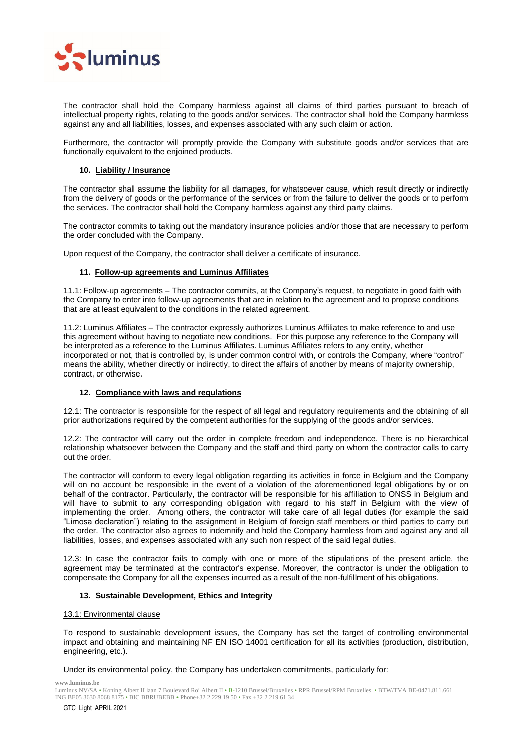The contractor shall hold the Company harmless against all claims of third parties pursuant to breach of intellectual property rights, relating to the goods and/or services. The contractor shall hold the Company harmless against any and all liabilities, losses, and expenses associated with any such claim or action.

Furthermore, the contractor will promptly provide the Company with substitute goods and/or services that are functionally equivalent to the enjoined products.

### 10. Liability / Insurance

The contractor shall assume the liability for all damages, for whatsoever cause, which result directly or indirectly from the delivery of goods or the performance of the services or from the failure to deliver the goods or to perform the services. The contractor shall hold the Company harmless against any third party claims.

The contractor commits to taking out the mandatory insurance policies and/or those that are necessary to perform the order concluded with the Company.

Upon request of the Company, the contractor shall deliver a certificate of insurance.

### 11. Follow-up agreements and Luminus Affiliates

11.1: Follow-up agreements – The contractor commits, at the Company's request, to negotiate in good faith with the Company to enter into follow-up agreements that are in relation to the agreement and to propose conditions that are at least equivalent to the conditions in the related agreement.

11.2: Luminus Affiliates – The contractor expressly authorizes Luminus Affiliates to make reference to and use this agreement without having to negotiate new conditions. For this purpose any reference to the Company will be interpreted as a reference to the Luminus Affiliates. Luminus Affiliates refers to any entity, whether incorporated or not, that is controlled by, is under common control with, or controls the Company, where "control" means the ability, whether directly or indirectly, to direct the affairs of another by means of majority ownership, contract, or otherwise.

### 12. Compliance with laws and regulations

12.1: The contractor is responsible for the respect of all legal and regulatory requirements and the obtaining of all prior authorizations required by the competent authorities for the supplying of the goods and/or services.

12.2: The contractor will carry out the order in complete freedom and independence. There is no hierarchical relationship whatsoever between the Company and the staff and third party on whom the contractor calls to carry out the order.

The contractor will conform to every legal obligation regarding its activities in force in Belgium and the Company will on no account be responsible in the event of a violation of the aforementioned legal obligations by or on behalf of the contractor. Particularly, the contractor will be responsible for his affiliation to ONSS in Belgium and will have to submit to any corresponding obligation with regard to his staff in Belgium with the view of implementing the order. Among others, the contractor will take care of all legal duties (for example the said "Limosa declaration") relating to the assignment in Belgium of foreign staff members or third parties to carry out the order. The contractor also agrees to indemnify and hold the Company harmless from and against any and all liabilities, losses, and expenses associated with any such non respect of the said legal duties.

12.3: In case the contractor fails to comply with one or more of the stipulations of the present article, the agreement may be terminated at the contractor's expense. Moreover, the contractor is under the obligation to compensate the Company for all the expenses incurred as a result of the non-fulfillment of his obligations.

### 13. Sustainable Development, Ethics and Integrity

13.1: Environmental clause

To respond to sustainable development issues, the Company has set the target of controlling environmental impact and obtaining and maintaining NF EN ISO 14001 certification for all its activities (production, distribution, engineering, etc.).

Under its environmental policy, the Company has undertaken commitments, particularly for: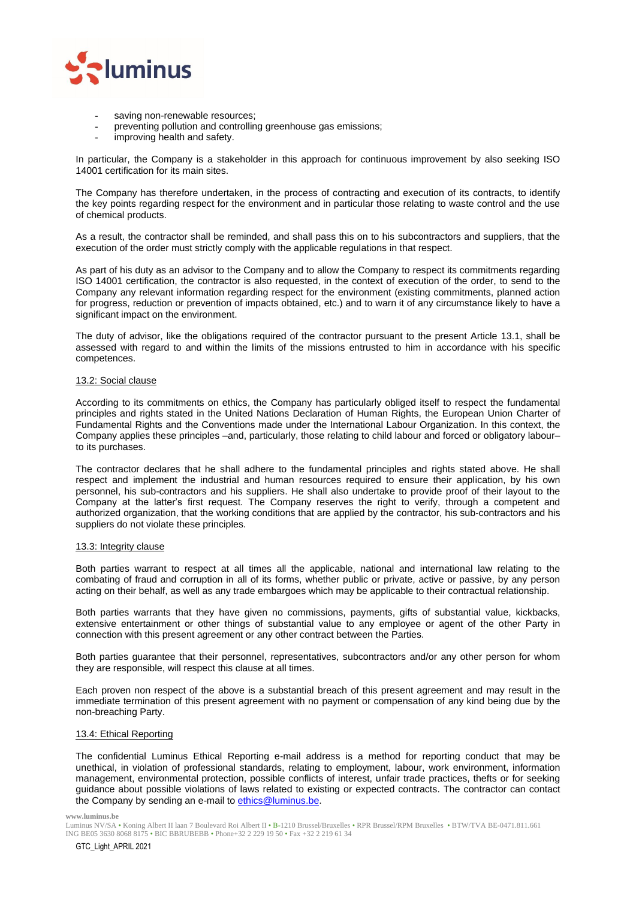- saving non-renewable resources;
- preventing pollution and controlling greenhouse gas emissions;
- improving health and safety.

In particular, the Company is a stakeholder in this approach for continuous improvement by also seeking ISO 14001 certification for its main sites.

The Company has therefore undertaken, in the process of contracting and execution of its contracts, to identify the key points regarding respect for the environment and in particular those relating to waste control and the use of chemical products.

As a result, the contractor shall be reminded, and shall pass this on to his subcontractors and suppliers, that the execution of the order must strictly comply with the applicable regulations in that respect.

As part of his duty as an advisor to the Company and to allow the Company to respect its commitments regarding ISO 14001 certification, the contractor is also requested, in the context of execution of the order, to send to the Company any relevant information regarding respect for the environment (existing commitments, planned action for progress, reduction or prevention of impacts obtained, etc.) and to warn it of any circumstance likely to have a significant impact on the environment.

The duty of advisor, like the obligations required of the contractor pursuant to the present Article 13.1, shall be assessed with regard to and within the limits of the missions entrusted to him in accordance with his specific competences.

<u>13.2: Social clause</u>

According to its commitments on ethics, the Company has particularly obliged itself to respect the fundamental principles and rights stated in the United Nations Declaration of Human Rights, the European Union Charter of Fundamental Rights and the Conventions made under the International Labour Organization. In this context, the Company applies these principles –and, particularly, those relating to child labour and forced or obligatory labour– to its purchases.

The contractor declares that he shall adhere to the fundamental principles and rights stated above. He shall respect and implement the industrial and human resources required to ensure their application, by his own personnel, his sub-contractors and his suppliers. He shall also undertake to provide proof of their layout to the Company at the latter's first request. The Company reserves the right to verify, through a competent and authorized organization, that the working conditions that are applied by the contractor, his sub-contractors and his suppliers do not violate these principles.

<u>13.3: Integrity clause</u>

Both parties warrant to respect at all times all the applicable, national and international law relating to the combating of fraud and corruption in all of its forms, whether public or private, active or passive, by any person acting on their behalf, as well as any trade embargoes which may be applicable to their contractual relationship.

Both parties warrants that they have given no commissions, payments, gifts of substantial value, kickbacks, extensive entertainment or other things of substantial value to any employee or agent of the other Party in connection with this present agreement or any other contract between the Parties.

Both parties guarantee that their personnel, representatives, subcontractors and/or any other person for whom they are responsible, will respect this clause at all times.

Each proven non respect of the above is a substantial breach of this present agreement and may result in the immediate termination of this present agreement with no payment or compensation of any kind being due by the non-breaching Party.

<u>13.4: Ethical Reporting</u>

The confidential Luminus Ethical Reporting e-mail address is a method for reporting conduct that may be unethical, in violation of professional standards, relating to employment, labour, work environment, information management, environmental protection, possible conflicts of interest, unfair trade practices, thefts or for seeking guidance about possible violations of laws related to existing or expected contracts. The contractor can contact the Company by sending an e-mail to ethics@luminus.be.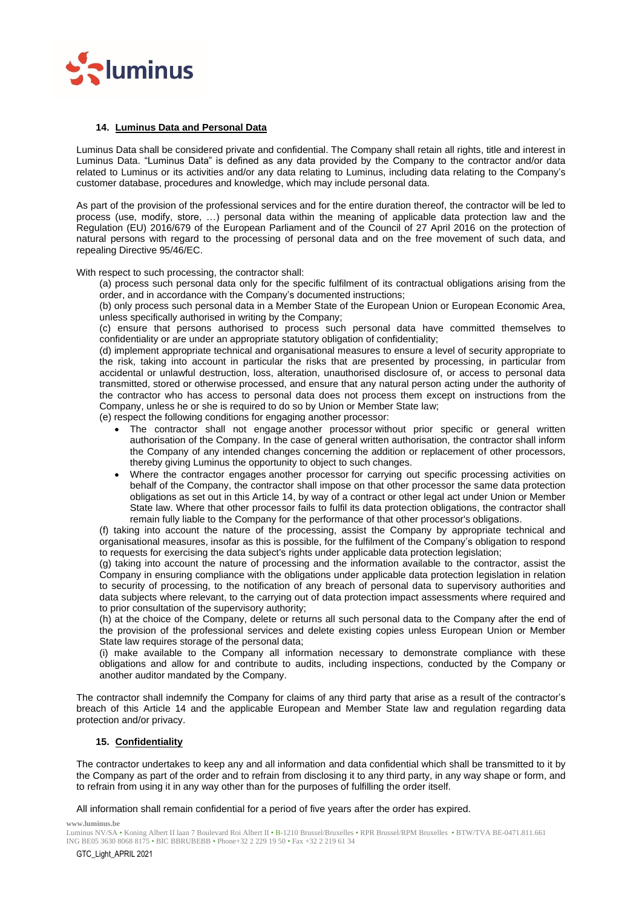## 14. Luminus Data and Personal Data

Luminus Data shall be considered private and confidential. The Company shall retain all rights, title and interest in Luminus Data. "Luminus Data" is defined as any data provided by the Company to the contractor and/or data related to Luminus or its activities and/or any data relating to Luminus, including data relating to the Company's customer database, procedures and knowledge, which may include personal data.

As part of the provision of the professional services and for the entire duration thereof, the contractor will be led to process (use, modify, store, …) personal data within the meaning of applicable data protection law and the Regulation (EU) 2016/679 of the European Parliament and of the Council of 27 April 2016 on the protection of natural persons with regard to the processing of personal data and on the free movement of such data, and repealing Directive 95/46/EC.

With respect to such processing, the contractor shall:

(a) process such personal data only for the specific fulfilment of its contractual obligations arising from the order, and in accordance with the Company's documented instructions;

(b) only process such personal data in a Member State of the European Union or European Economic Area, unless specifically authorised in writing by the Company;

(c) ensure that persons authorised to process such personal data have committed themselves to confidentiality or are under an appropriate statutory obligation of confidentiality;

(d) implement appropriate technical and organisational measures to ensure a level of security appropriate to the risk, taking into account in particular the risks that are presented by processing, in particular from accidental or unlawful destruction, loss, alteration, unauthorised disclosure of, or access to personal data transmitted, stored or otherwise processed, and ensure that any natural person acting under the authority of the contractor who has access to personal data does not process them except on instructions from the Company, unless he or she is required to do so by Union or Member State law;

(e) respect the following conditions for engaging another processor:

- The contractor shall not engage another processor without prior specific or general written authorisation of the Company. In the case of general written authorisation, the contractor shall inform the Company of any intended changes concerning the addition or replacement of other processors, thereby giving Luminus the opportunity to object to such changes.
- Where the contractor engages another processor for carrying out specific processing activities on behalf of the Company, the contractor shall impose on that other processor the same data protection obligations as set out in this Article 14, by way of a contract or other legal act under Union or Member State law. Where that other processor fails to fulfil its data protection obligations, the contractor shall remain fully liable to the Company for the performance of that other processor's obligations.

(f) taking into account the nature of the processing, assist the Company by appropriate technical and organisational measures, insofar as this is possible, for the fulfilment of the Company's obligation to respond to requests for exercising the data subject's rights under applicable data protection legislation;

(g) taking into account the nature of processing and the information available to the contractor, assist the Company in ensuring compliance with the obligations under applicable data protection legislation in relation to security of processing, to the notification of any breach of personal data to supervisory authorities and data subjects where relevant, to the carrying out of data protection impact assessments where required and to prior consultation of the supervisory authority;

(h) at the choice of the Company, delete or returns all such personal data to the Company after the end of the provision of the professional services and delete existing copies unless European Union or Member State law requires storage of the personal data;

(i) make available to the Company all information necessary to demonstrate compliance with these obligations and allow for and contribute to audits, including inspections, conducted by the Company or another auditor mandated by the Company.

The contractor shall indemnify the Company for claims of any third party that arise as a result of the contractor's breach of this Article 14 and the applicable European and Member State law and regulation regarding data protection and/or privacy.

## 15. Confidentiality

The contractor undertakes to keep any and all information and data confidential which shall be transmitted to it by the Company as part of the order and to refrain from disclosing it to any third party, in any way shape or form, and to refrain from using it in any way other than for the purposes of fulfilling the order itself.

All information shall remain confidential for a period of five years after the order has expired.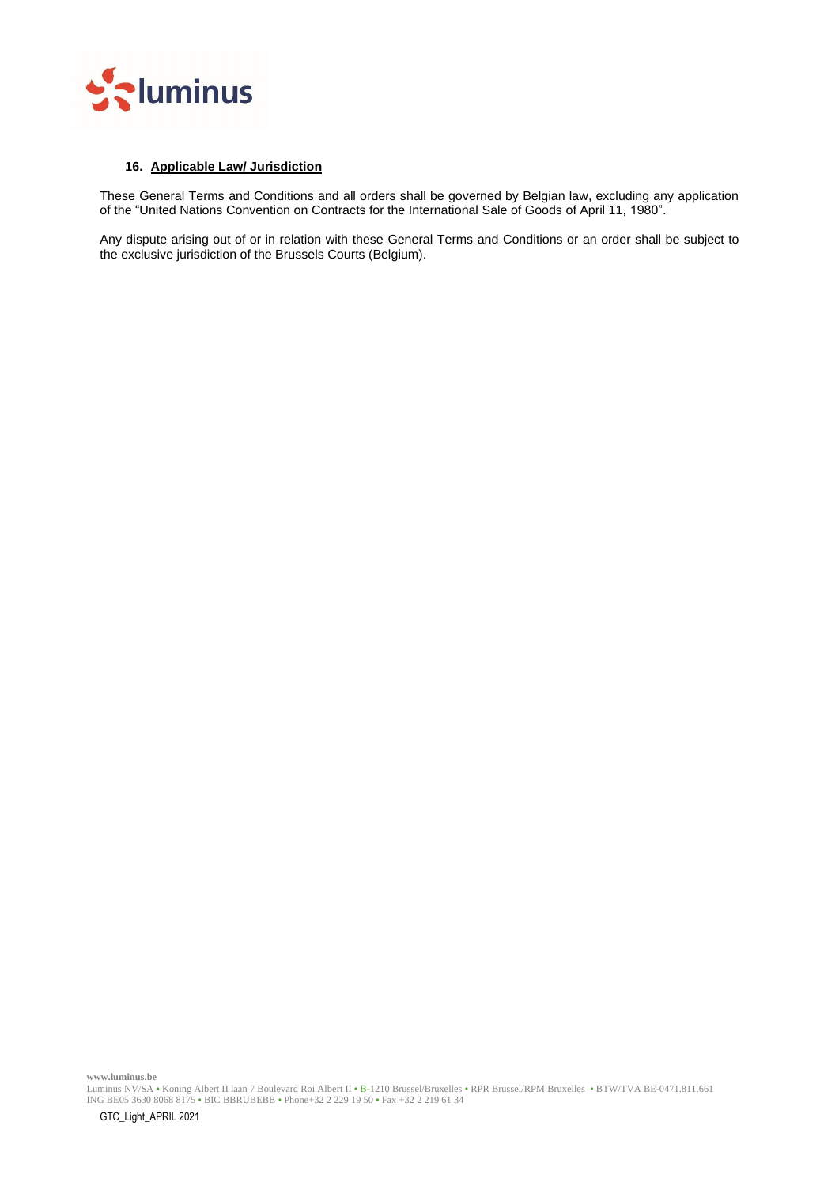### 16. Applicable Law/ Jurisdiction

These General Terms and Conditions and all orders shall be governed by Belgian law, excluding any application of the "United Nations Convention on Contracts for the International Sale of Goods of April 11, 1980".

Any dispute arising out of or in relation with these General Terms and Conditions or an order shall be subject to the exclusive jurisdiction of the Brussels Courts (Belgium).